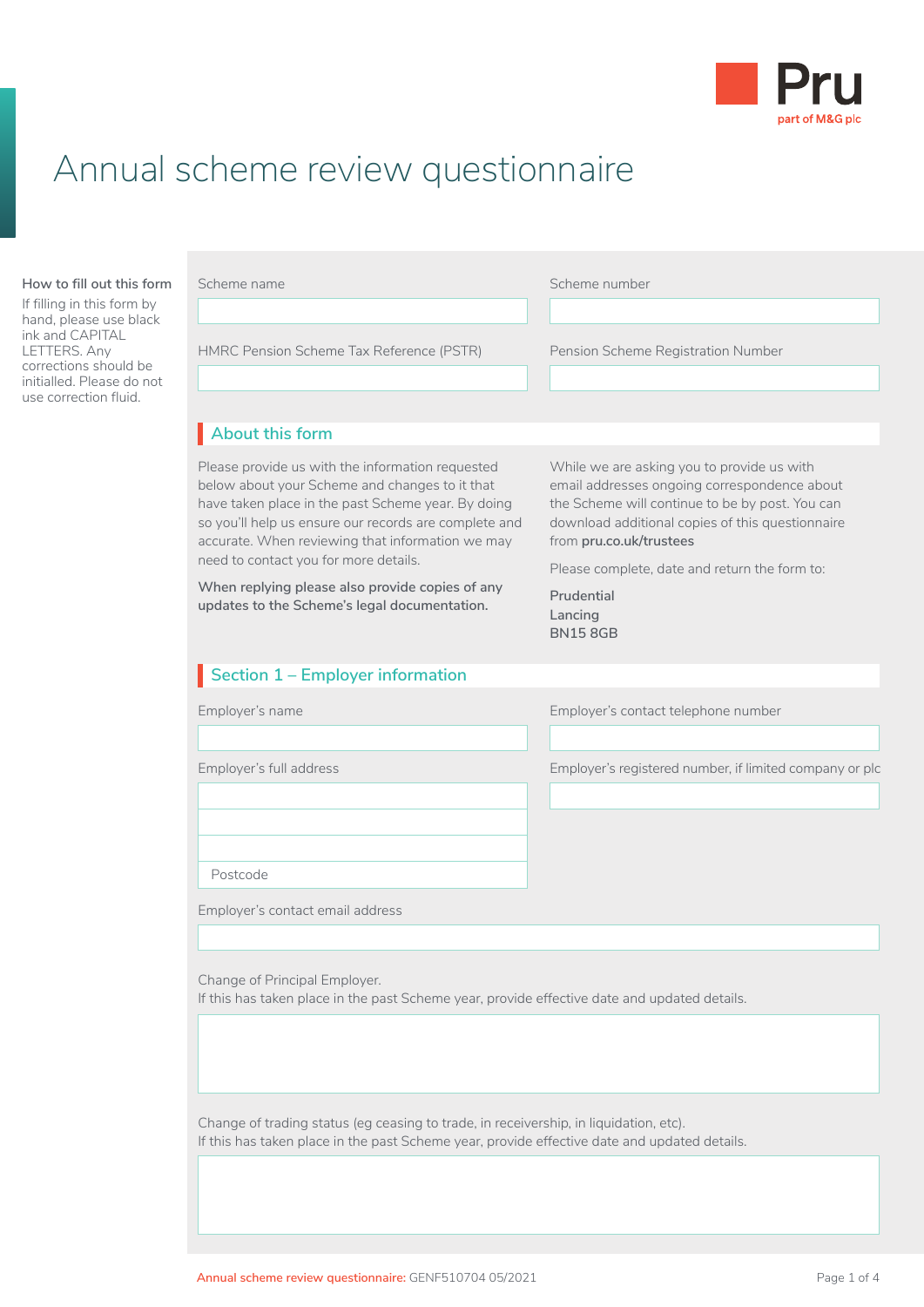# Annual scheme review questionnaire

**How to fill out this form**

If filling in this form by hand, please use black ink and CAPITAL LETTERS. Any corrections should be initialled. Please do not use correction fluid.

Scheme name

Scheme number

HMRC Pension Scheme Tax Reference (PSTR)

Pension Scheme Registration Number

## About this form

Please provide us with the information requested below about your Scheme and changes to it that have taken place in the past Scheme year. By doing so you'll help us ensure our records are complete and accurate. When reviewing that information we may need to contact you for more details.

**When replying please also provide copies of any updates to the Scheme's legal documentation.**

While we are asking you to provide us with email addresses ongoing correspondence about the Scheme will continue to be by post. You can download additional copies of this questionnaire from **pru.co.uk/trustees**

Please complete, date and return the form to:

**Prudential**
**Lancing**
**BN15 8GB**

## Section 1 – Employer information

Employer's name

Employer's contact telephone number

Employer's full address

Postcode

Employer's registered number, if limited company or plc

Employer's contact email address

Change of Principal Employer.
If this has taken place in the past Scheme year, provide effective date and updated details.

Change of trading status (eg ceasing to trade, in receivership, in liquidation, etc).
If this has taken place in the past Scheme year, provide effective date and updated details.

Annual scheme review questionnaire: GENF510704 05/2021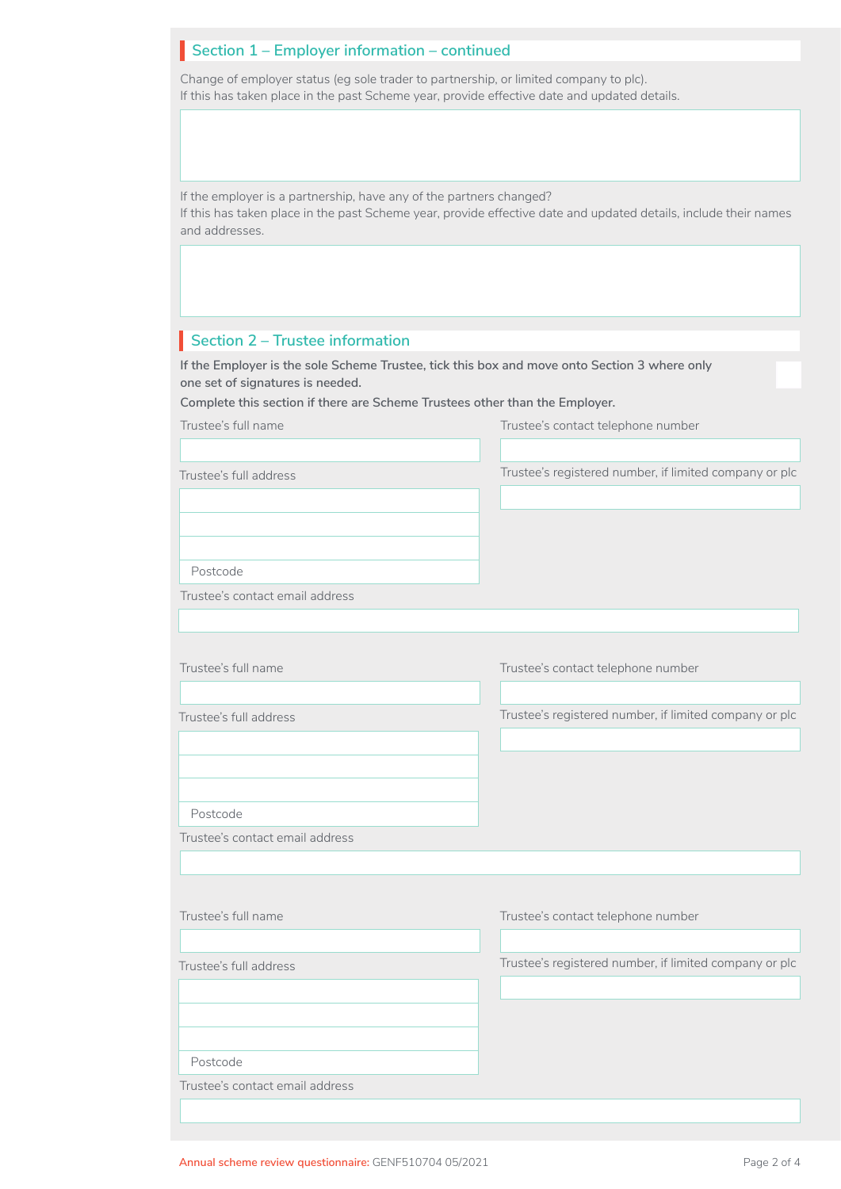## Section 1 – Employer information – continued

Change of employer status (eg sole trader to partnership, or limited company to plc).
If this has taken place in the past Scheme year, provide effective date and updated details.

If the employer is a partnership, have any of the partners changed?
If this has taken place in the past Scheme year, provide effective date and updated details, include their names and addresses.

## Section 2 – Trustee information

**If the Employer is the sole Scheme Trustee, tick this box and move onto Section 3 where only one set of signatures is needed.** ☐

**Complete this section if there are Scheme Trustees other than the Employer.**

Trustee's full name

Trustee's contact telephone number

Trustee's full address

Postcode

Trustee's registered number, if limited company or plc

Trustee's contact email address

Trustee's full name

Trustee's contact telephone number

Trustee's full address

Postcode

Trustee's registered number, if limited company or plc

Trustee's contact email address

Trustee's full name

Trustee's contact telephone number

Trustee's full address

Postcode

Trustee's registered number, if limited company or plc

Trustee's contact email address

Annual scheme review questionnaire: GENF510704 05/2021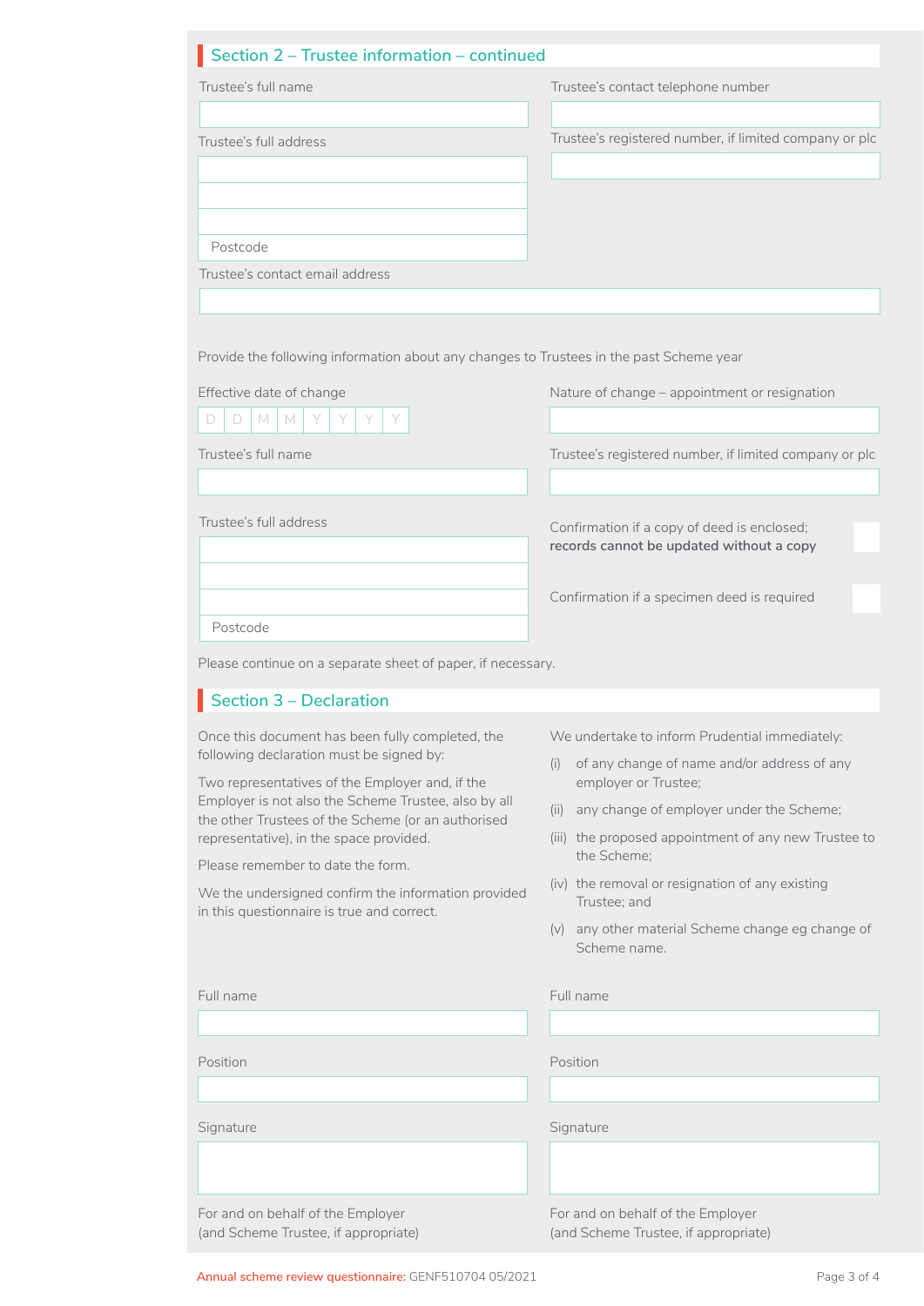## Section 2 – Trustee information – continued

Trustee's full name

Trustee's contact telephone number

Trustee's full address

Postcode

Trustee's registered number, if limited company or plc

Trustee's contact email address

Provide the following information about any changes to Trustees in the past Scheme year

Effective date of change

D D M M Y Y Y Y

Nature of change – appointment or resignation

Trustee's full name

Trustee's registered number, if limited company or plc

Trustee's full address

Postcode

Confirmation if a copy of deed is enclosed; **records cannot be updated without a copy**

Confirmation if a specimen deed is required

Please continue on a separate sheet of paper, if necessary.

## Section 3 – Declaration

Once this document has been fully completed, the following declaration must be signed by:

Two representatives of the Employer and, if the Employer is not also the Scheme Trustee, also by all the other Trustees of the Scheme (or an authorised representative), in the space provided.

Please remember to date the form.

We the undersigned confirm the information provided in this questionnaire is true and correct.

We undertake to inform Prudential immediately:

(i) of any change of name and/or address of any employer or Trustee;

(ii) any change of employer under the Scheme;

(iii) the proposed appointment of any new Trustee to the Scheme;

(iv) the removal or resignation of any existing Trustee; and

(v) any other material Scheme change eg change of Scheme name.

Full name

Position

Signature

For and on behalf of the Employer (and Scheme Trustee, if appropriate)

Full name

Position

Signature

For and on behalf of the Employer (and Scheme Trustee, if appropriate)

Annual scheme review questionnaire: GENF510704 05/2021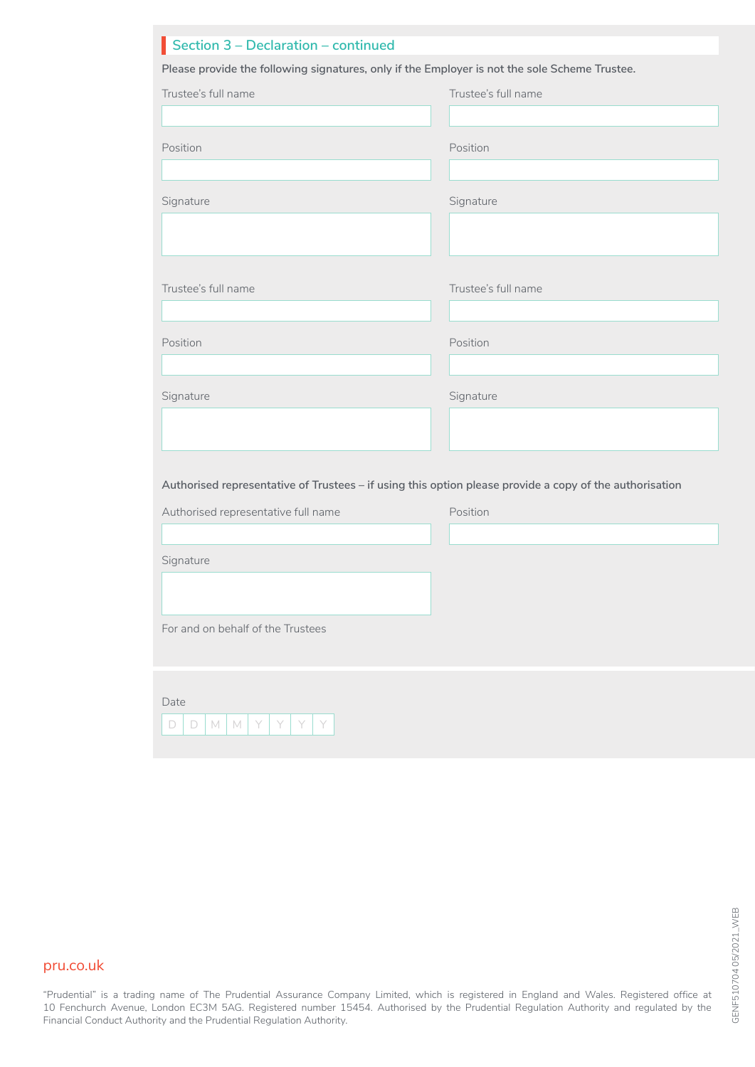## Section 3 – Declaration – continued

**Please provide the following signatures, only if the Employer is not the sole Scheme Trustee.**

Trustee's full name

Position

Signature

Trustee's full name

Position

Signature

Trustee's full name

Position

Signature

Trustee's full name

Position

Signature

**Authorised representative of Trustees – if using this option please provide a copy of the authorisation**

Authorised representative full name

Position

Signature

For and on behalf of the Trustees

Date

D D M M Y Y Y Y

pru.co.uk

"Prudential" is a trading name of The Prudential Assurance Company Limited, which is registered in England and Wales. Registered office at 10 Fenchurch Avenue, London EC3M 5AG. Registered number 15454. Authorised by the Prudential Regulation Authority and regulated by the Financial Conduct Authority and the Prudential Regulation Authority.

GENF510704 05/2021_WEB